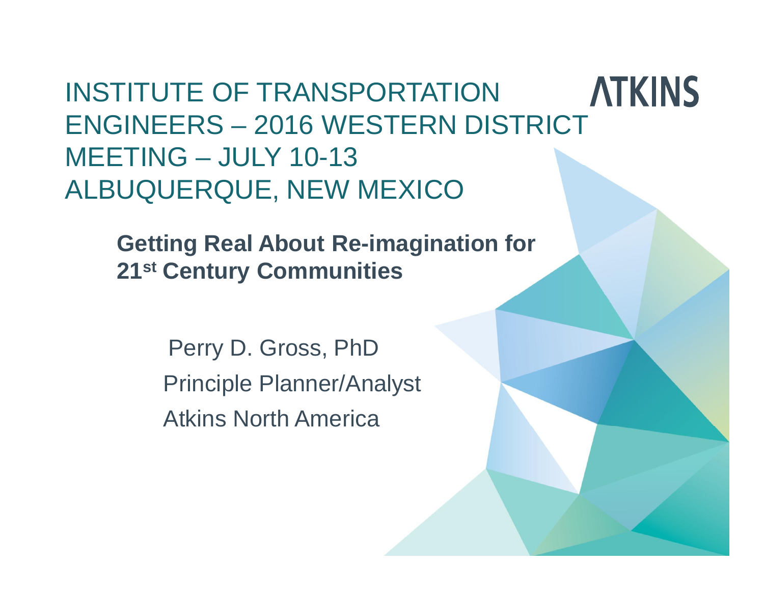# INSTITUTE OF TRANSPORTATION ENGINEERS – 2016 WESTERN DISTRICT MEETING – JULY 10-13 ALBUQUERQUE, NEW MEXICO

ATKINS

## Getting Real About Re-imagination for 21st Century Communities

Perry D. Gross, PhD

Principle Planner/Analyst

Atkins North America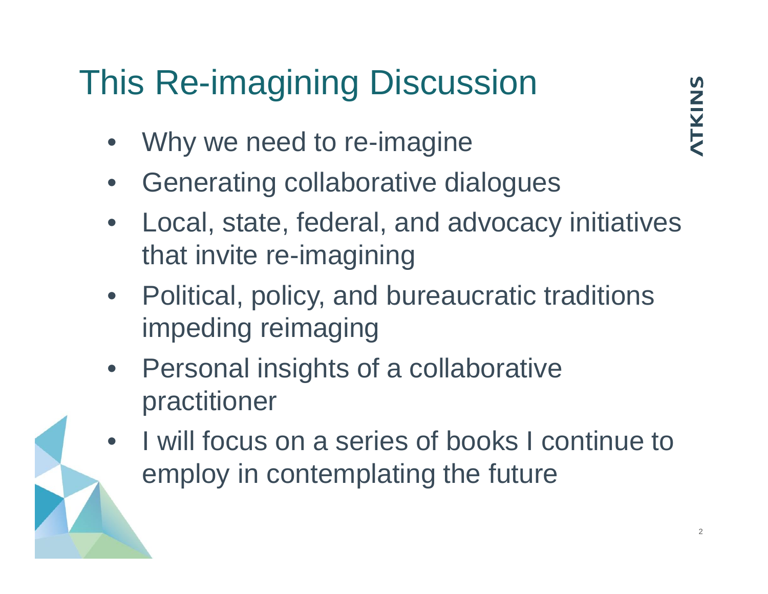# This Re-imagining Discussion

- Why we need to re-imagine
- Generating collaborative dialogues
- Local, state, federal, and advocacy initiatives that invite re-imagining
- Political, policy, and bureaucratic traditions impeding reimaging
- Personal insights of a collaborative practitioner
- I will focus on a series of books I continue to employ in contemplating the future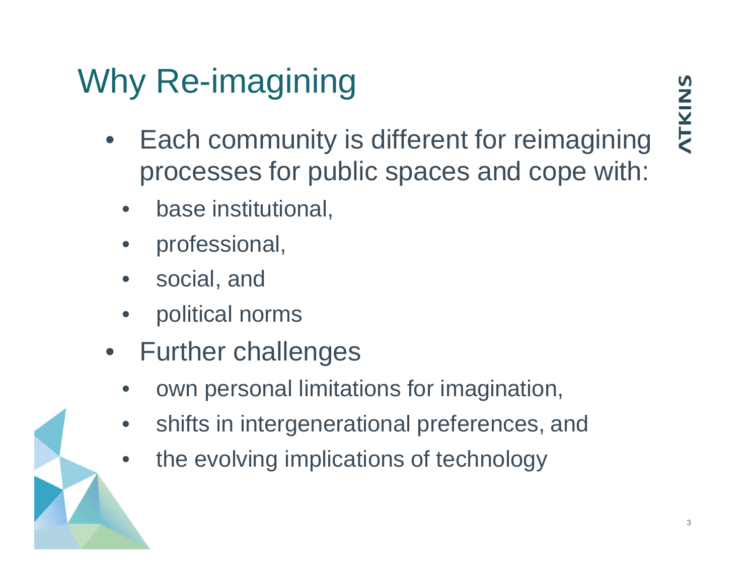# Why Re-imagining

- Each community is different for reimagining processes for public spaces and cope with:
  - base institutional,
  - professional,
  - social, and
  - political norms
- Further challenges
  - own personal limitations for imagination,
  - shifts in intergenerational preferences, and
  - the evolving implications of technology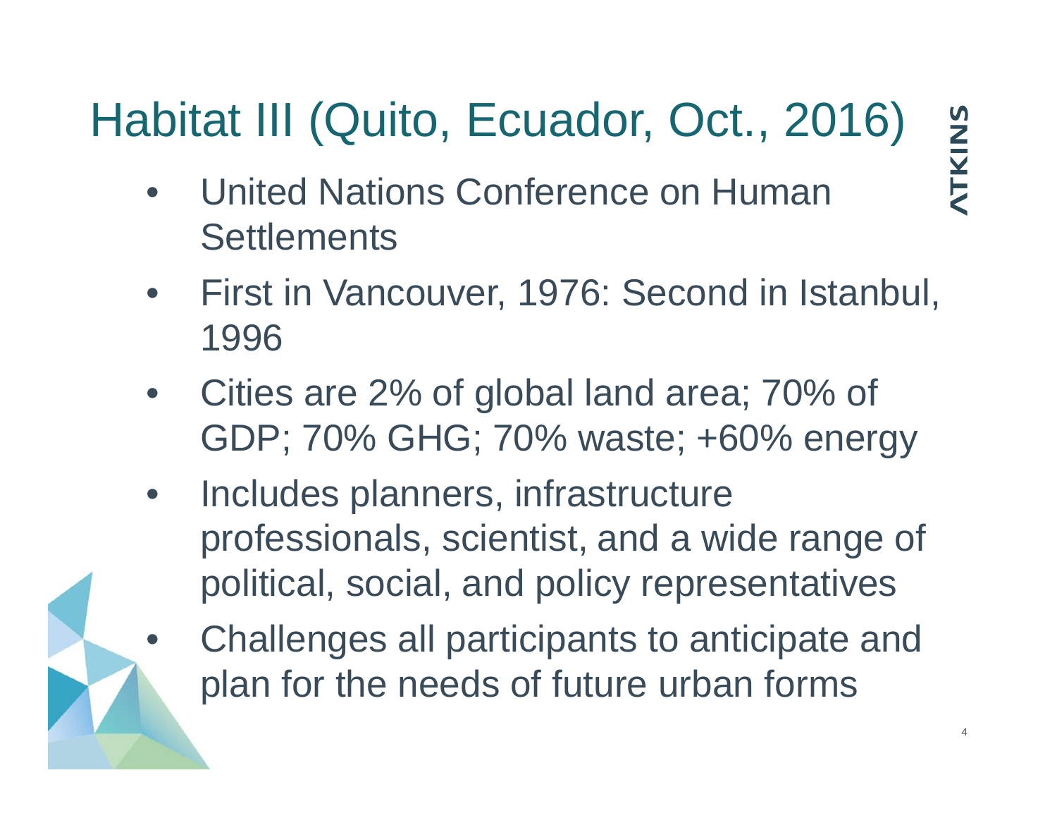# Habitat III (Quito, Ecuador, Oct., 2016)

- United Nations Conference on Human Settlements
- First in Vancouver, 1976: Second in Istanbul, 1996
- Cities are 2% of global land area; 70% of GDP; 70% GHG; 70% waste; +60% energy
- Includes planners, infrastructure professionals, scientist, and a wide range of political, social, and policy representatives
- Challenges all participants to anticipate and plan for the needs of future urban forms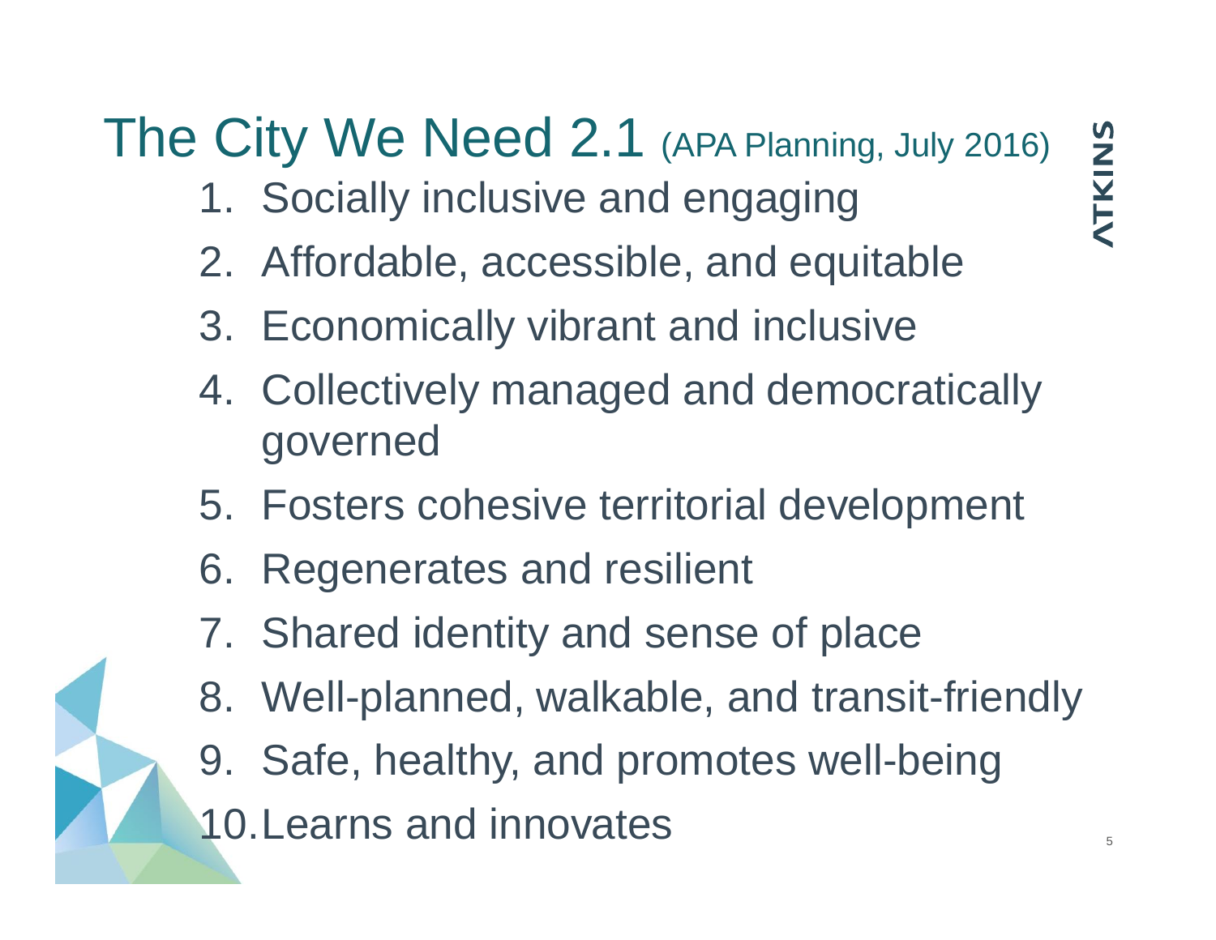# The City We Need 2.1 (APA Planning, July 2016)

1. Socially inclusive and engaging
2. Affordable, accessible, and equitable
3. Economically vibrant and inclusive
4. Collectively managed and democratically governed
5. Fosters cohesive territorial development
6. Regenerates and resilient
7. Shared identity and sense of place
8. Well-planned, walkable, and transit-friendly
9. Safe, healthy, and promotes well-being
10. Learns and innovates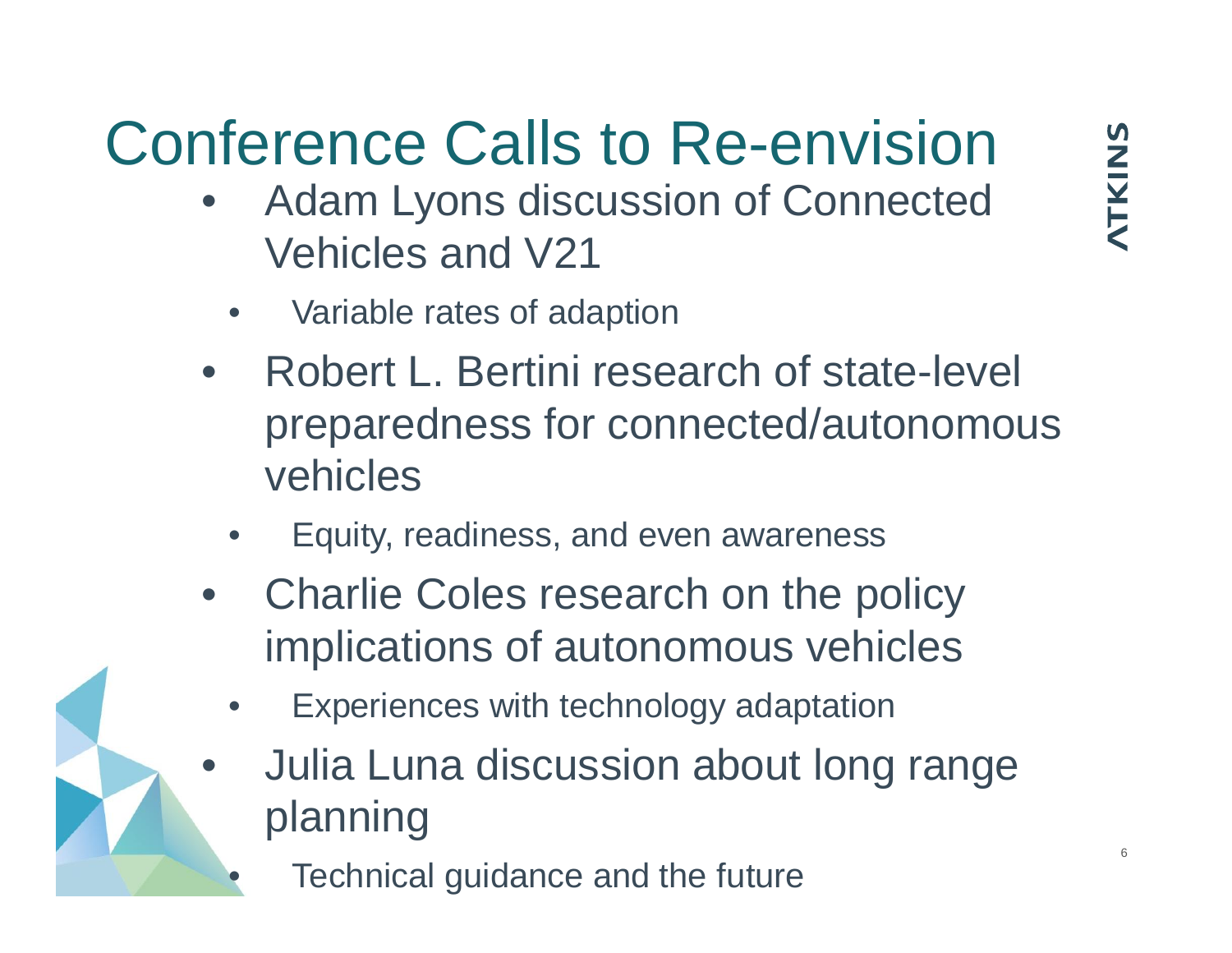# Conference Calls to Re-envision

- Adam Lyons discussion of Connected Vehicles and V21
  - Variable rates of adaption
- Robert L. Bertini research of state-level preparedness for connected/autonomous vehicles
  - Equity, readiness, and even awareness
- Charlie Coles research on the policy implications of autonomous vehicles
  - Experiences with technology adaptation
- Julia Luna discussion about long range planning
  - Technical guidance and the future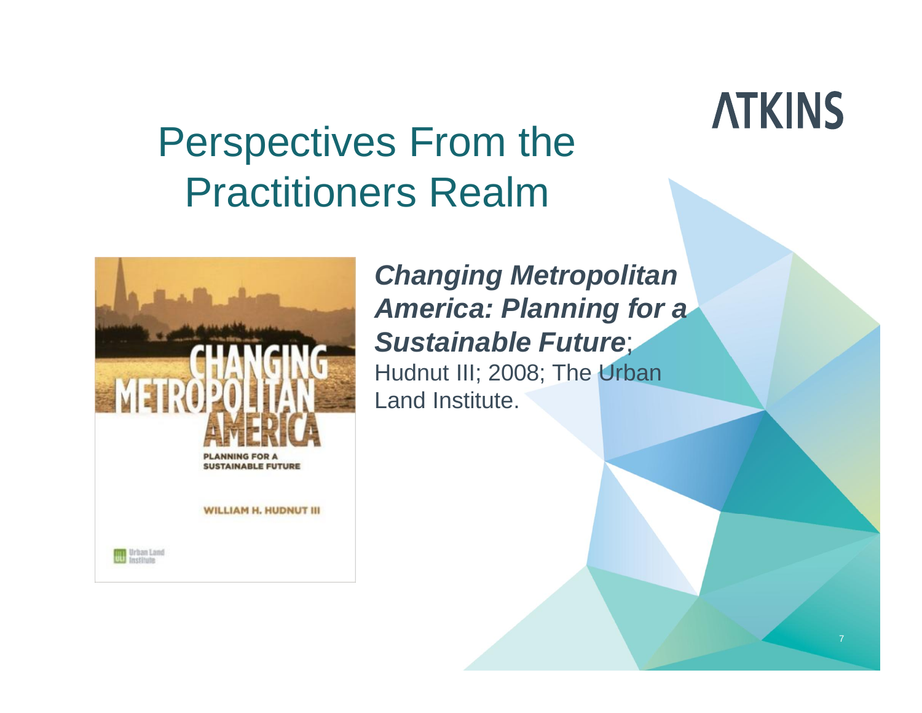# Perspectives From the Practitioners Realm

***Changing Metropolitan America: Planning for a Sustainable Future***; Hudnut III; 2008; The Urban Land Institute.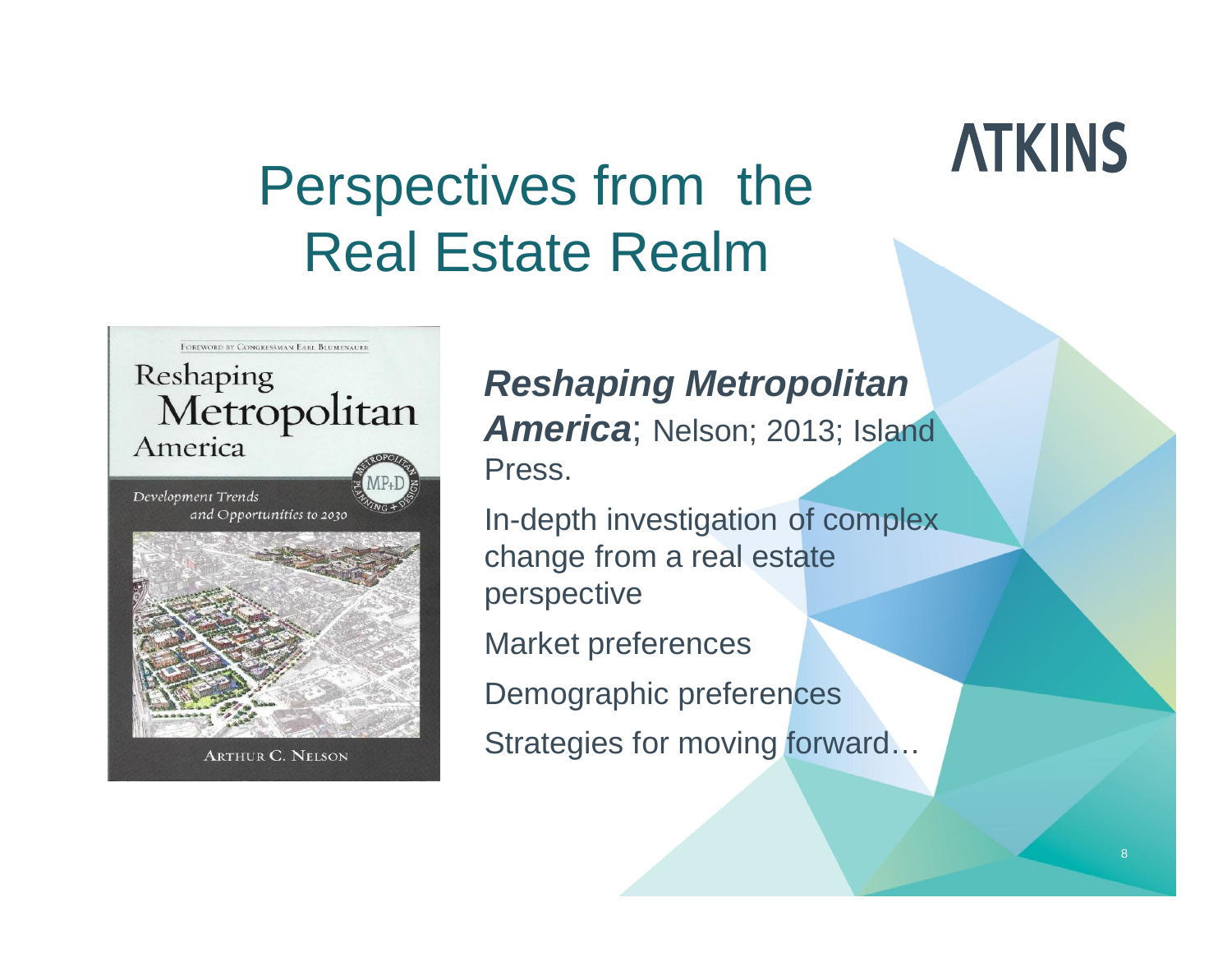# Perspectives from the Real Estate Realm

***Reshaping Metropolitan America***; Nelson; 2013; Island Press.

In-depth investigation of complex change from a real estate perspective

Market preferences

Demographic preferences

Strategies for moving forward…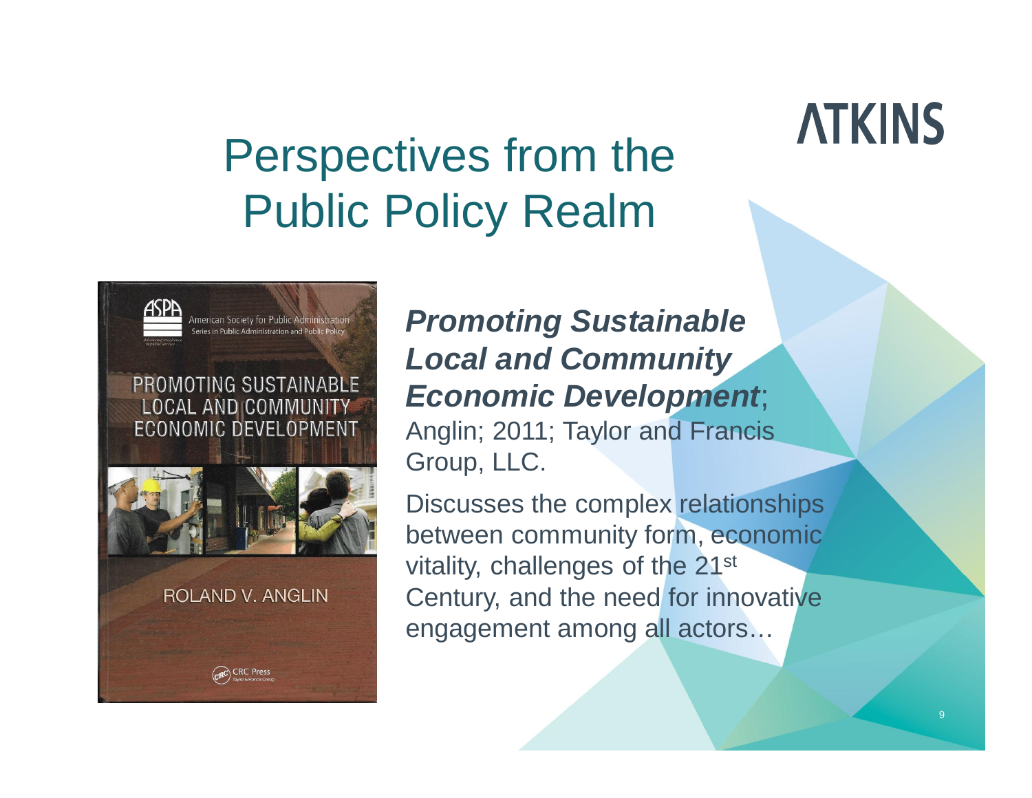# Perspectives from the Public Policy Realm

***Promoting Sustainable Local and Community Economic Development***; Anglin; 2011; Taylor and Francis Group, LLC.

Discusses the complex relationships between community form, economic vitality, challenges of the 21st Century, and the need for innovative engagement among all actors…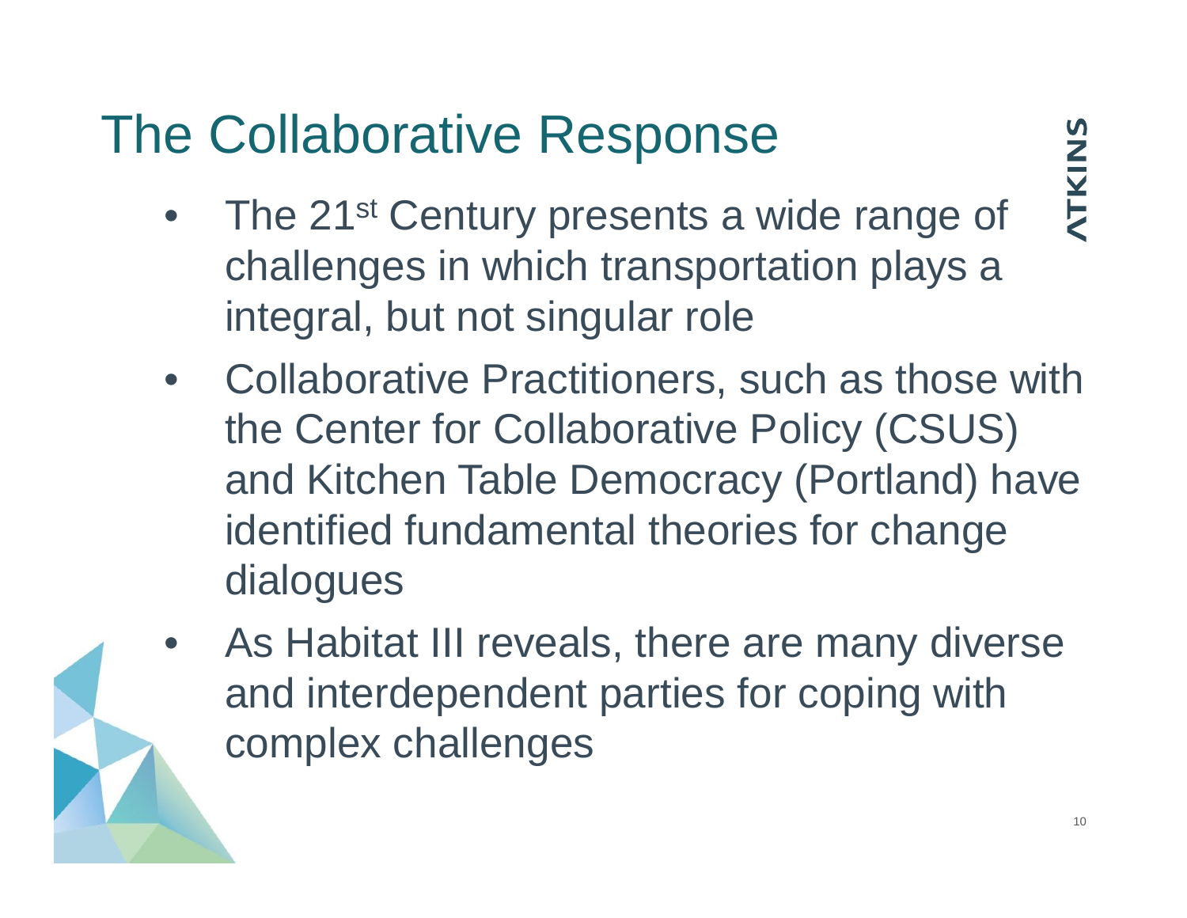# The Collaborative Response

- The 21st Century presents a wide range of challenges in which transportation plays a integral, but not singular role
- Collaborative Practitioners, such as those with the Center for Collaborative Policy (CSUS) and Kitchen Table Democracy (Portland) have identified fundamental theories for change dialogues
- As Habitat III reveals, there are many diverse and interdependent parties for coping with complex challenges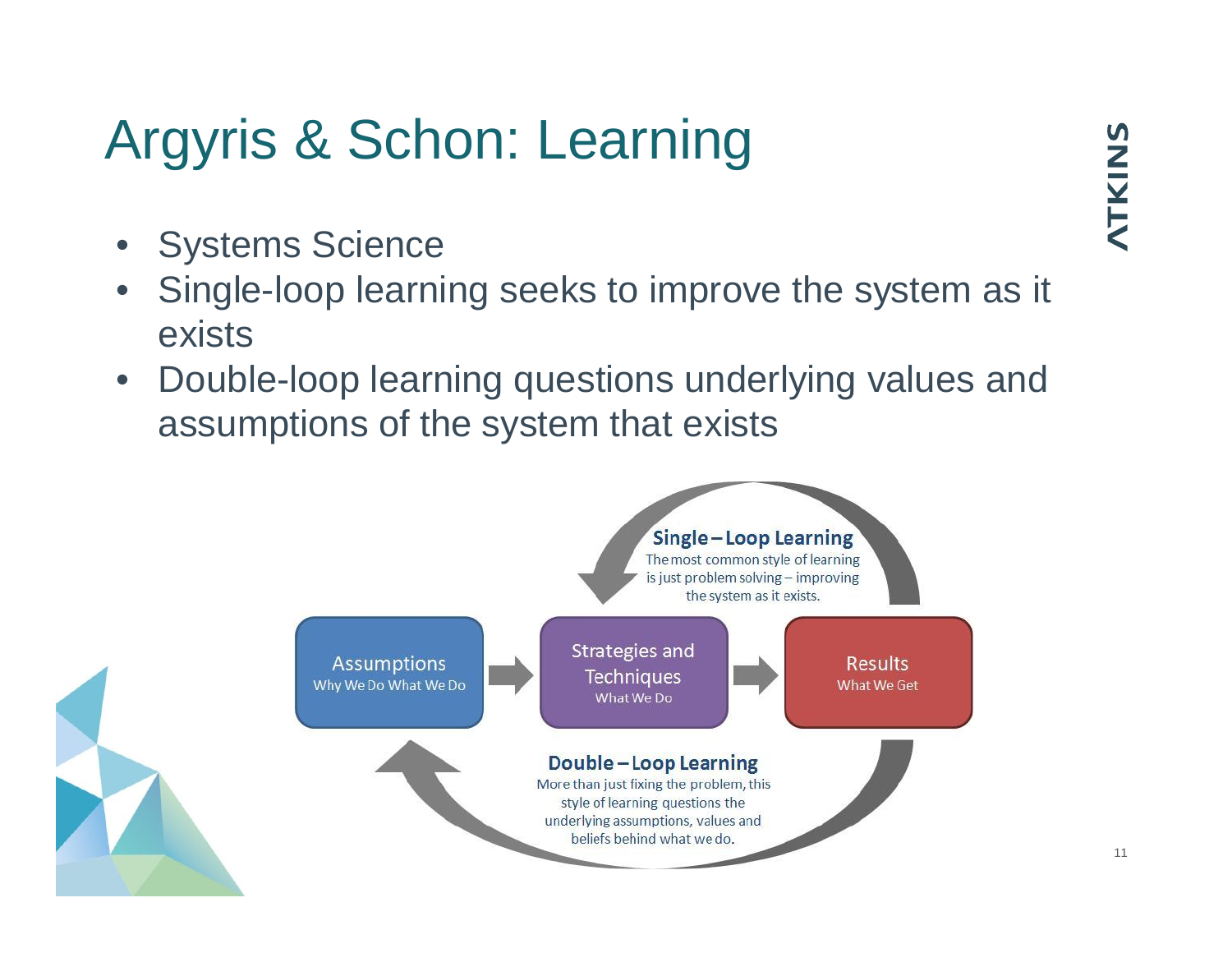# Argyris & Schon: Learning

- Systems Science
- Single-loop learning seeks to improve the system as it exists
- Double-loop learning questions underlying values and assumptions of the system that exists

**Single – Loop Learning**
The most common style of learning is just problem solving – improving the system as it exists.

Assumptions
Why We Do What We Do

Strategies and Techniques
What We Do

Results
What We Get

**Double – Loop Learning**
More than just fixing the problem, this style of learning questions the underlying assumptions, values and beliefs behind what we do.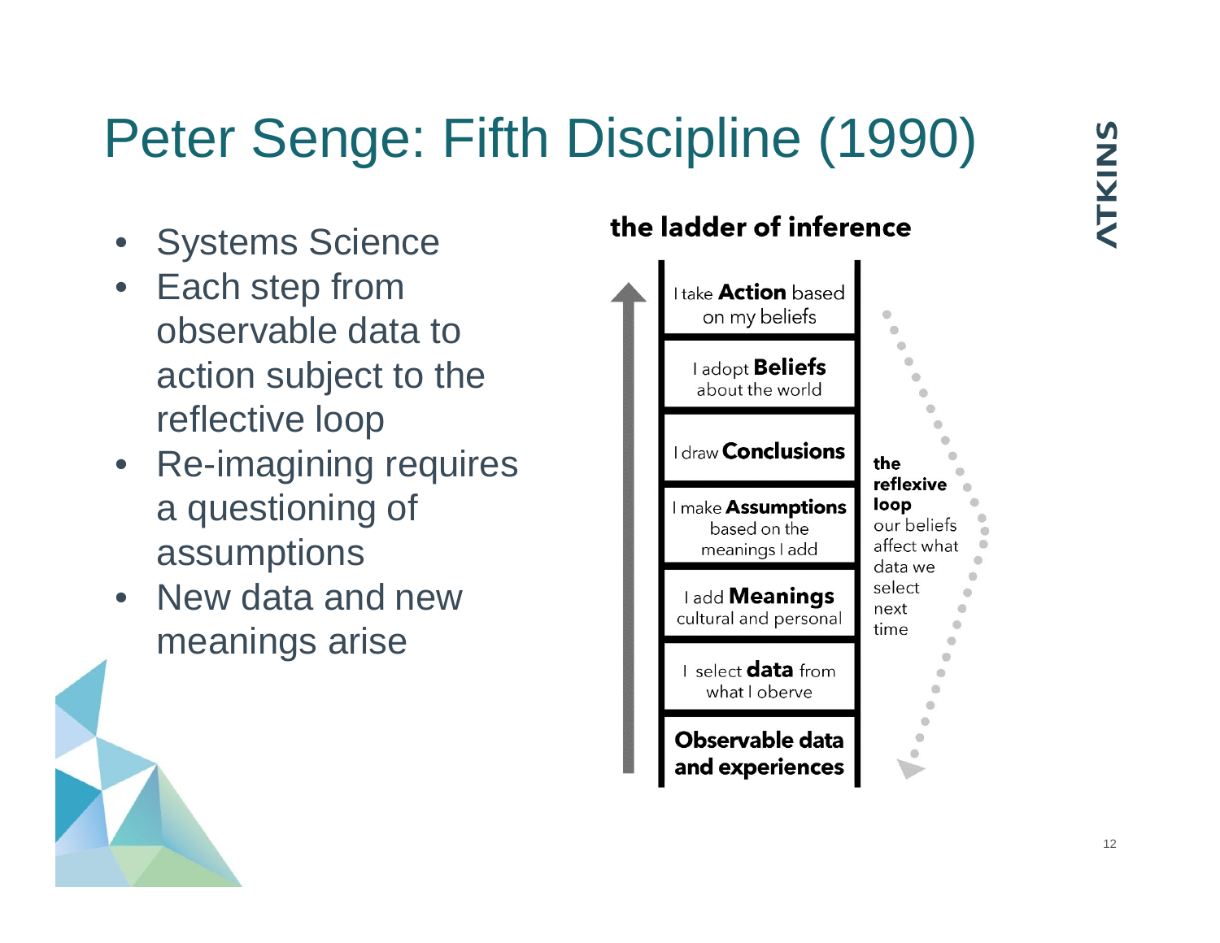# Peter Senge: Fifth Discipline (1990)

- Systems Science
- Each step from observable data to action subject to the reflective loop
- Re-imagining requires a questioning of assumptions
- New data and new meanings arise

**the ladder of inference**

- I take **Action** based on my beliefs
- I adopt **Beliefs** about the world
- I draw **Conclusions**
- I make **Assumptions** based on the meanings I add
- I add **Meanings** cultural and personal
- I select **data** from what I oberve
- **Observable data and experiences**

**the reflexive loop** our beliefs affect what data we select next time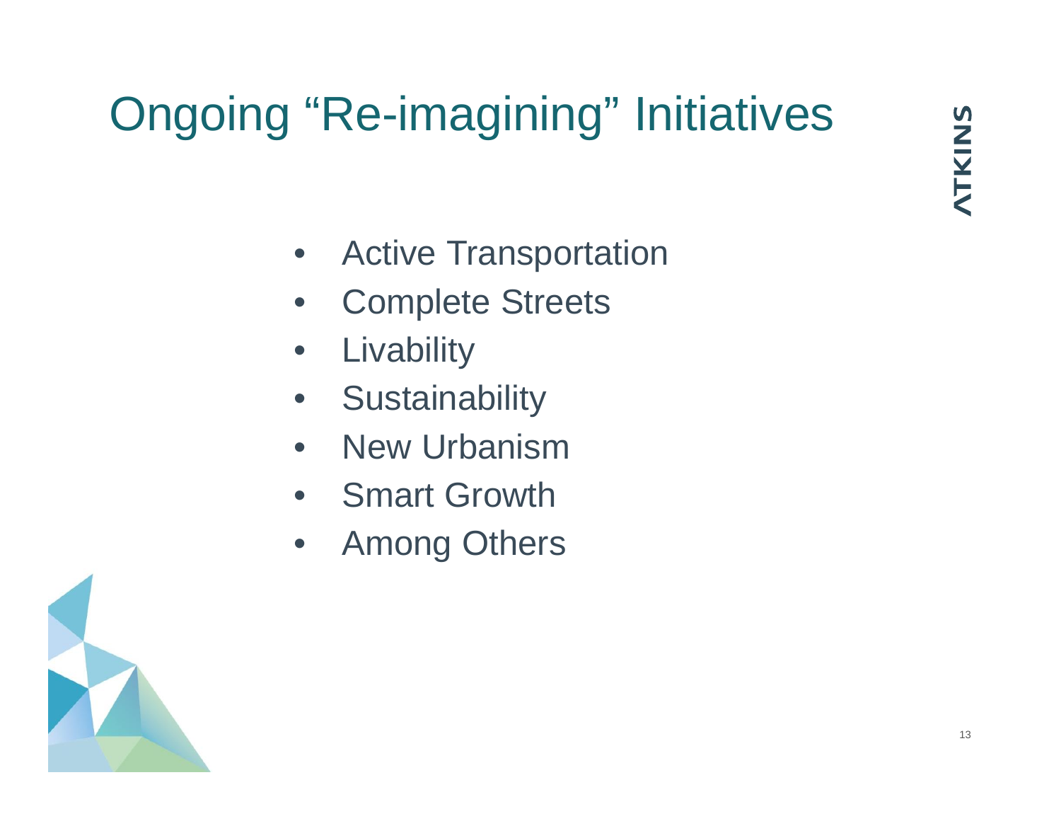# Ongoing "Re-imagining" Initiatives

- Active Transportation
- Complete Streets
- Livability
- Sustainability
- New Urbanism
- Smart Growth
- Among Others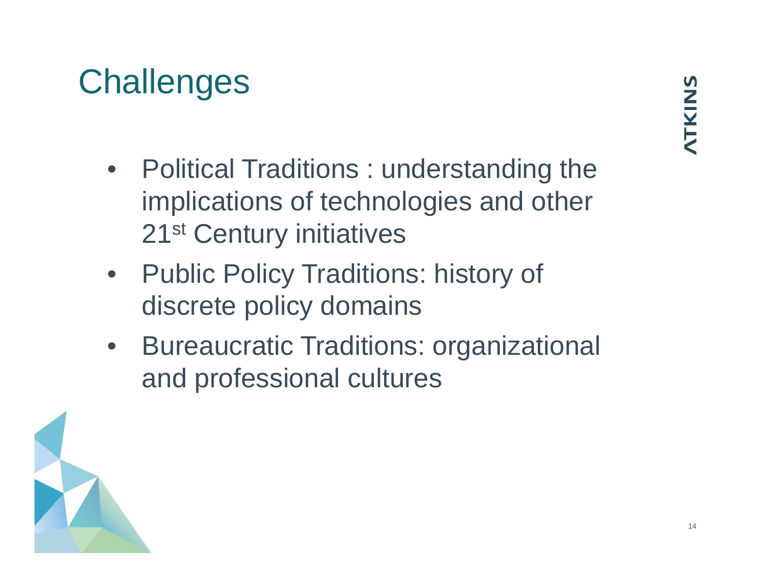# Challenges

- Political Traditions : understanding the implications of technologies and other 21st Century initiatives
- Public Policy Traditions: history of discrete policy domains
- Bureaucratic Traditions: organizational and professional cultures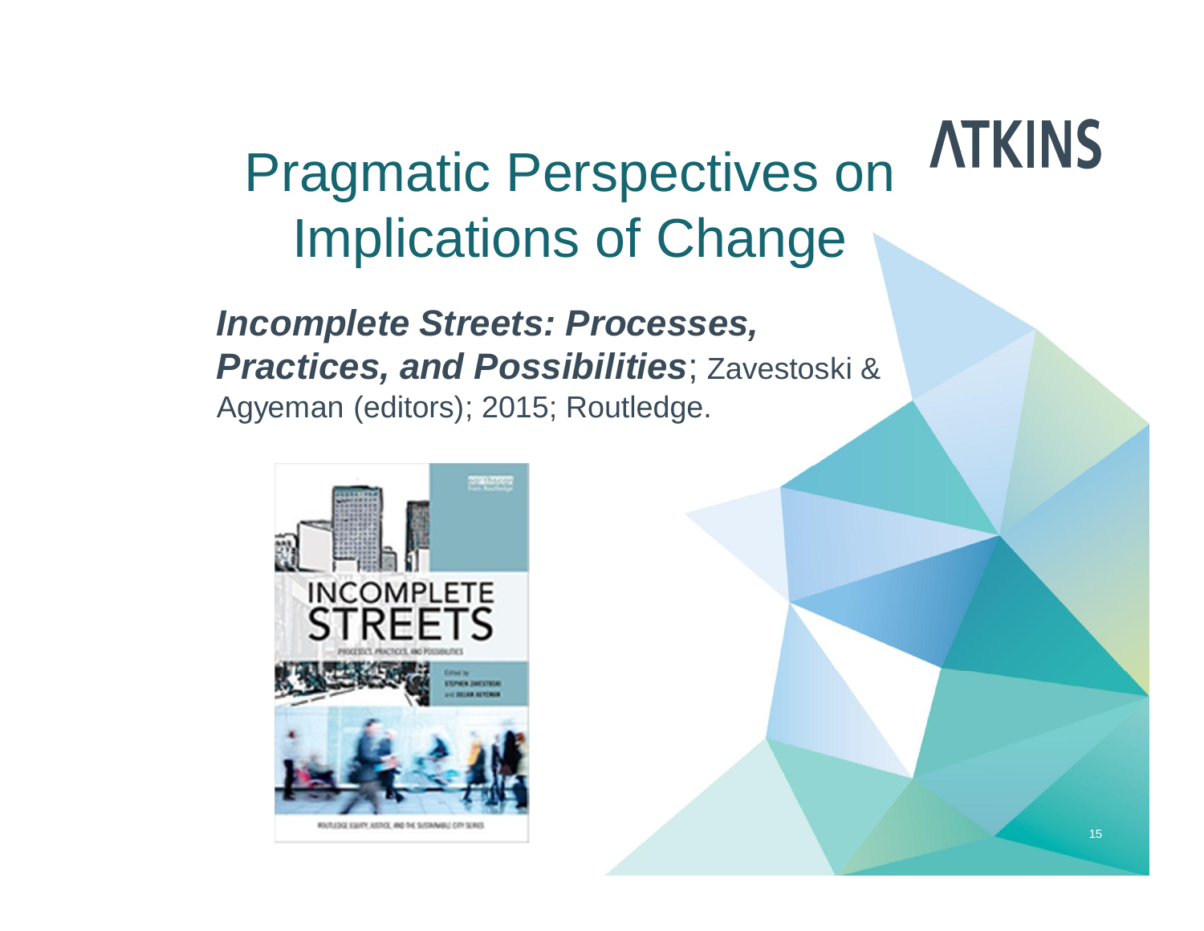# Pragmatic Perspectives on Implications of Change

***Incomplete Streets: Processes, Practices, and Possibilities***; Zavestoski & Agyeman (editors); 2015; Routledge.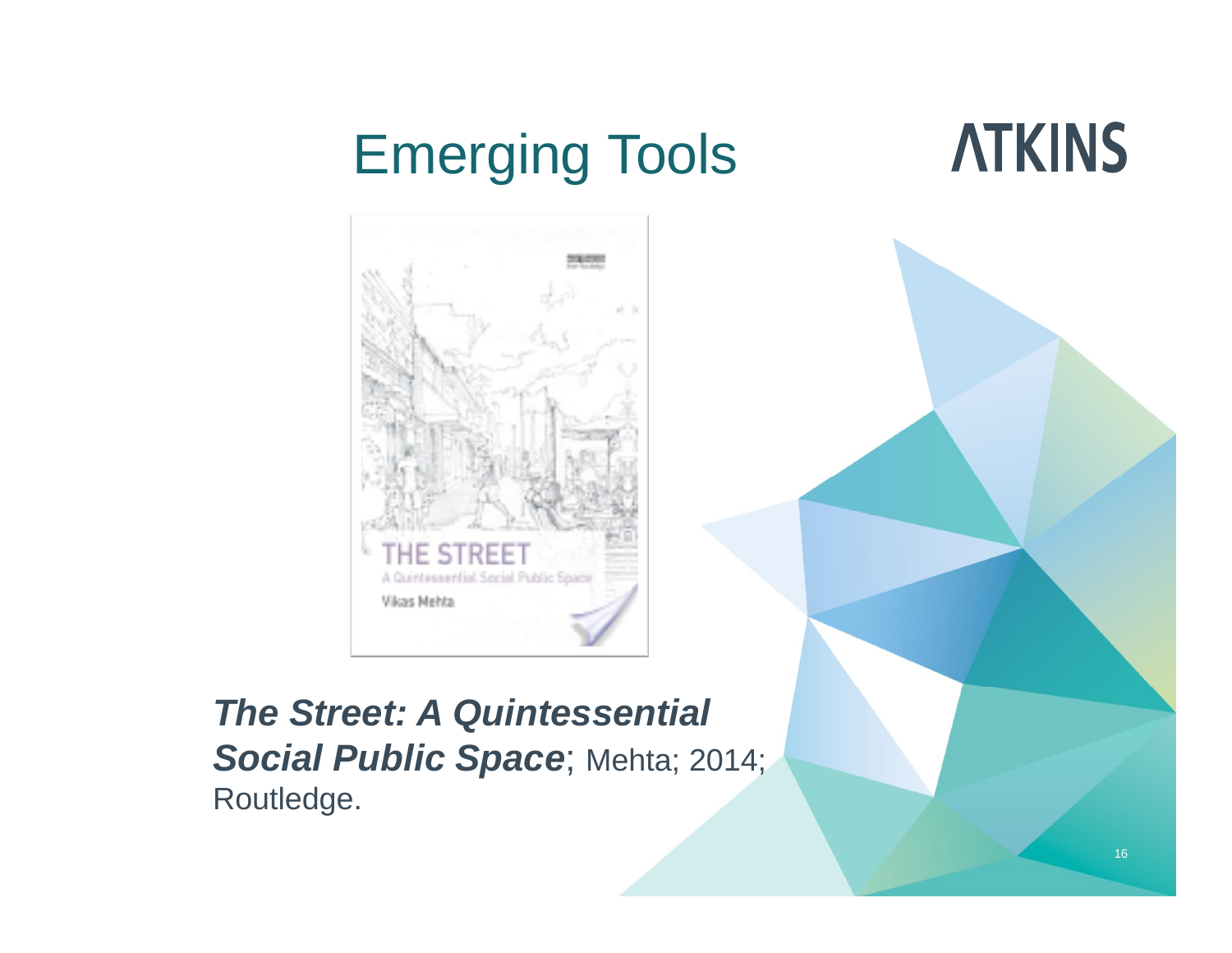# Emerging Tools

***The Street: A Quintessential Social Public Space***; Mehta; 2014; Routledge.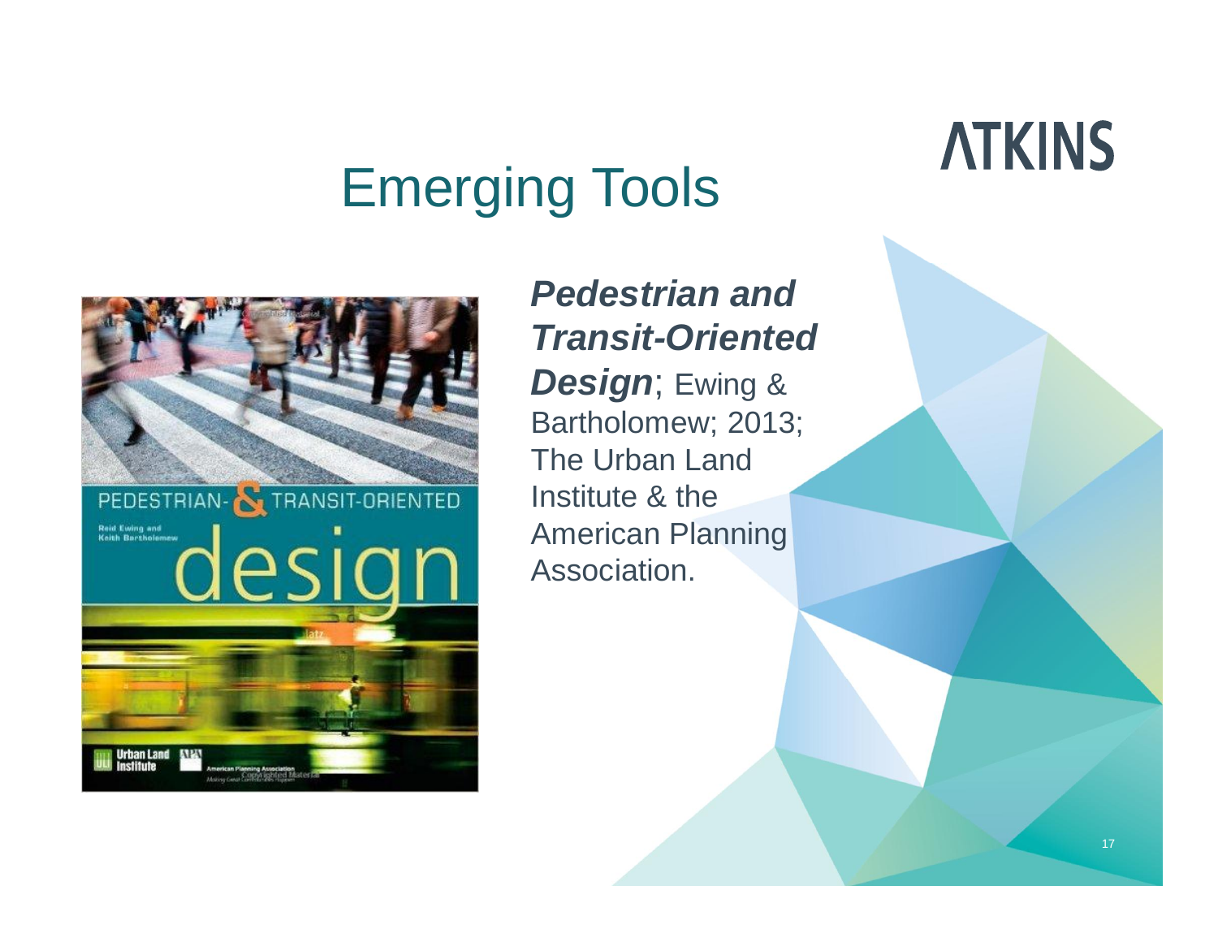# Emerging Tools

***Pedestrian and Transit-Oriented Design***; Ewing & Bartholomew; 2013; The Urban Land Institute & the American Planning Association.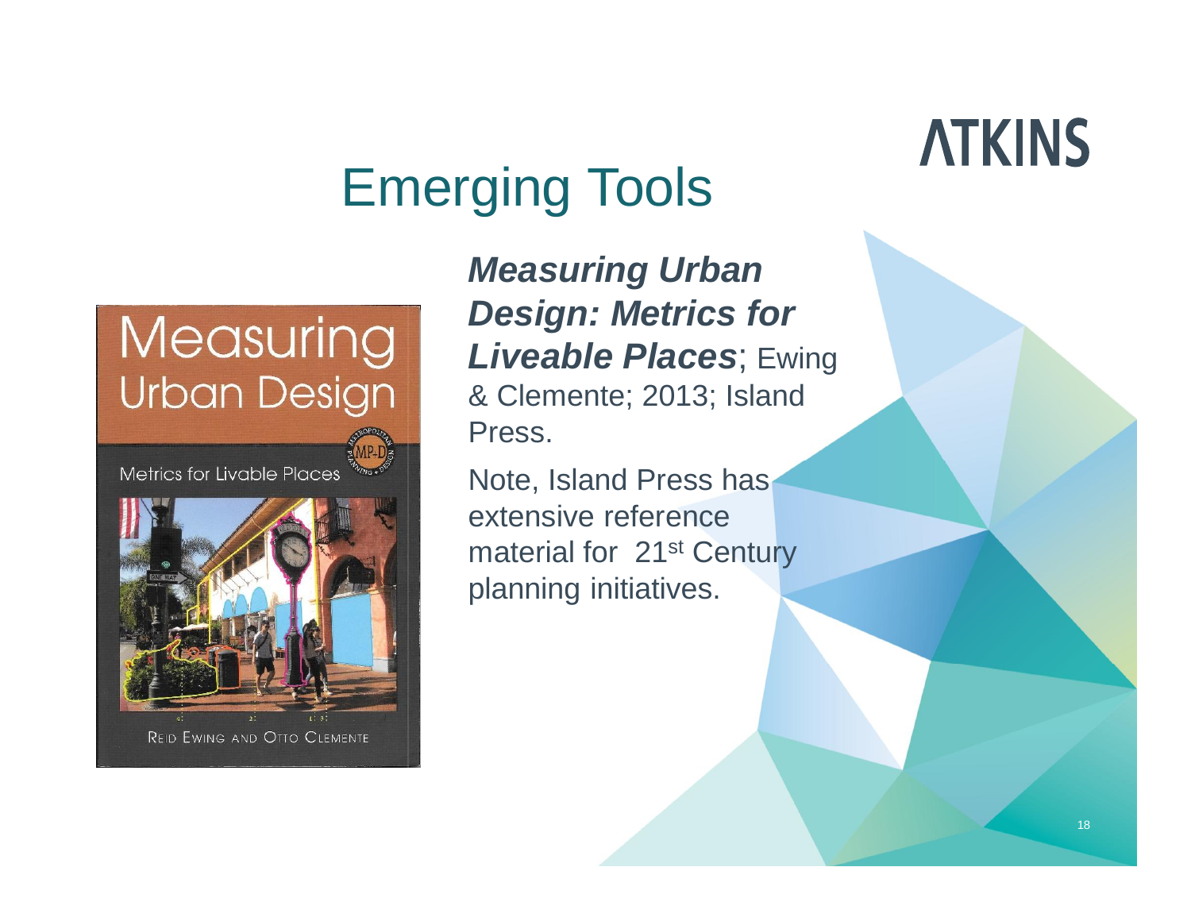# Emerging Tools

***Measuring Urban Design: Metrics for Liveable Places***; Ewing & Clemente; 2013; Island Press.

Note, Island Press has extensive reference material for 21st Century planning initiatives.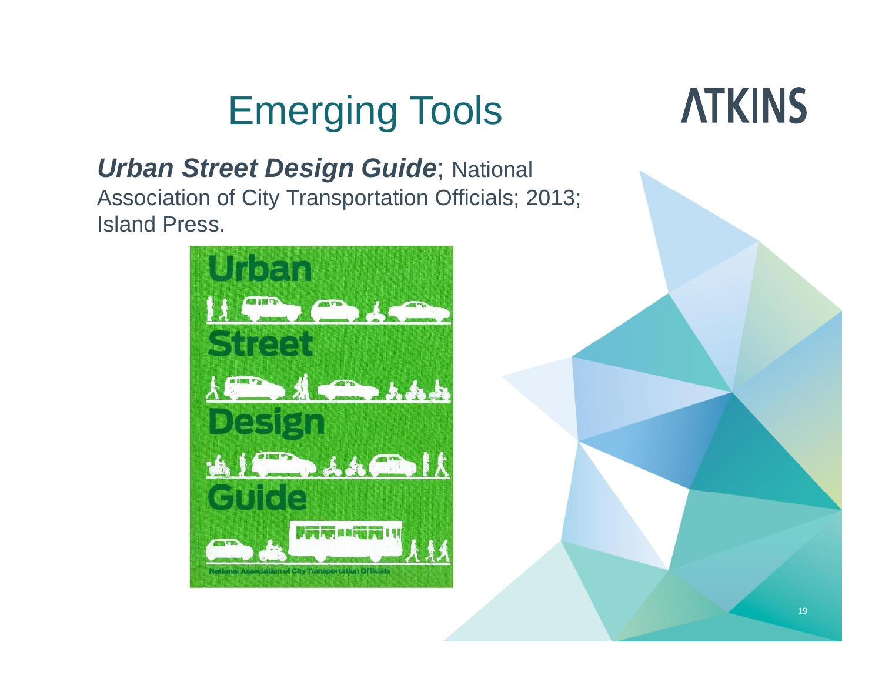# Emerging Tools

***Urban Street Design Guide***; National Association of City Transportation Officials; 2013; Island Press.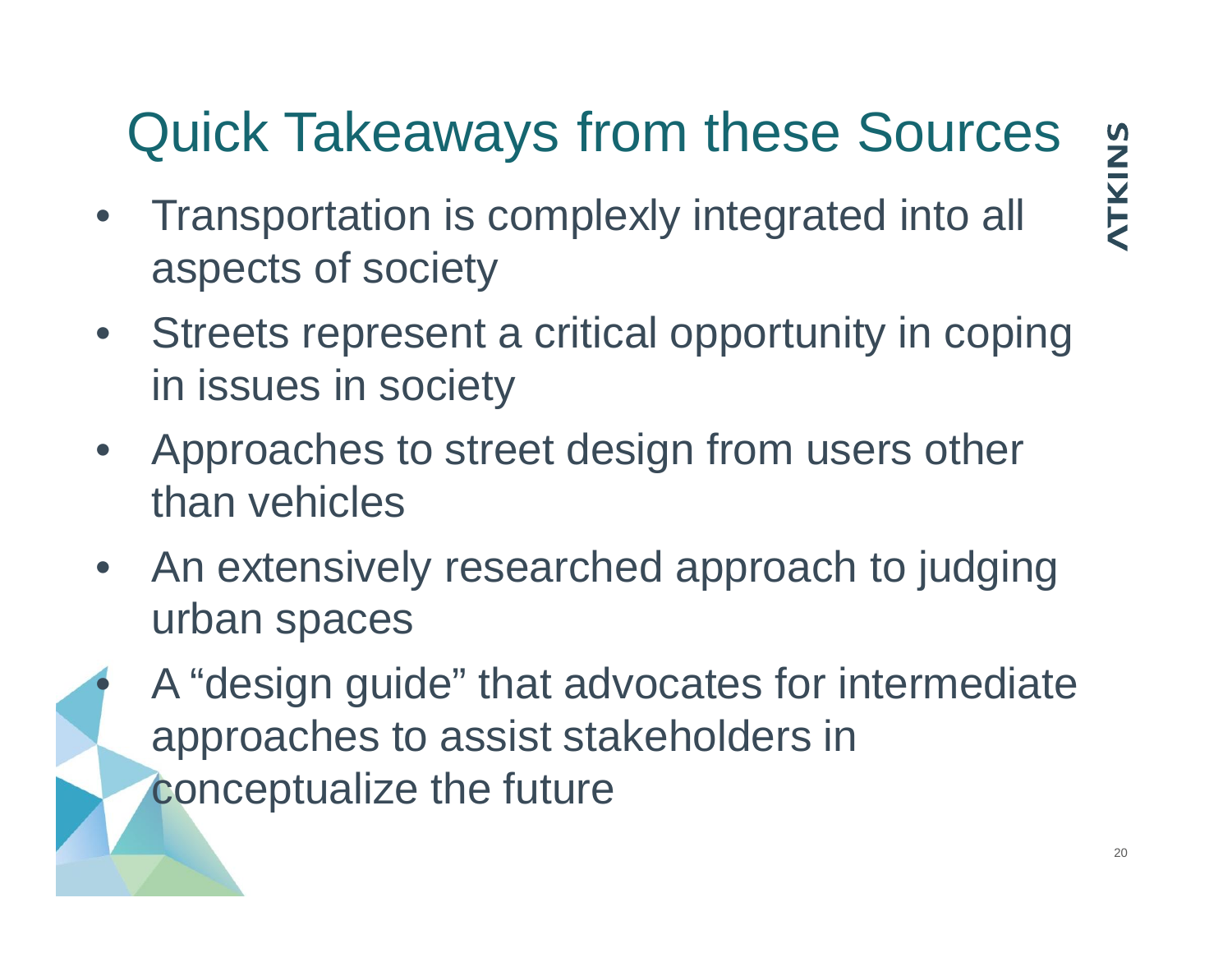# Quick Takeaways from these Sources

- Transportation is complexly integrated into all aspects of society
- Streets represent a critical opportunity in coping in issues in society
- Approaches to street design from users other than vehicles
- An extensively researched approach to judging urban spaces
- A "design guide" that advocates for intermediate approaches to assist stakeholders in conceptualize the future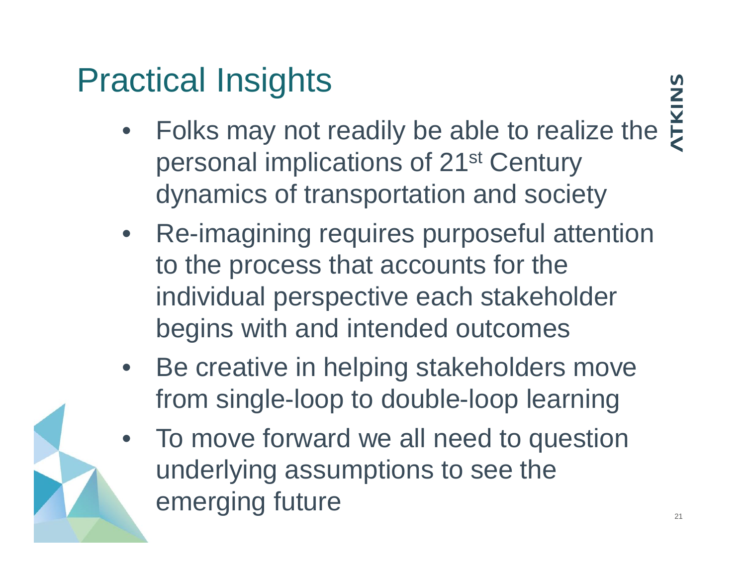# Practical Insights

- Folks may not readily be able to realize the personal implications of 21$^{st}$ Century dynamics of transportation and society
- Re-imagining requires purposeful attention to the process that accounts for the individual perspective each stakeholder begins with and intended outcomes
- Be creative in helping stakeholders move from single-loop to double-loop learning
- To move forward we all need to question underlying assumptions to see the emerging future